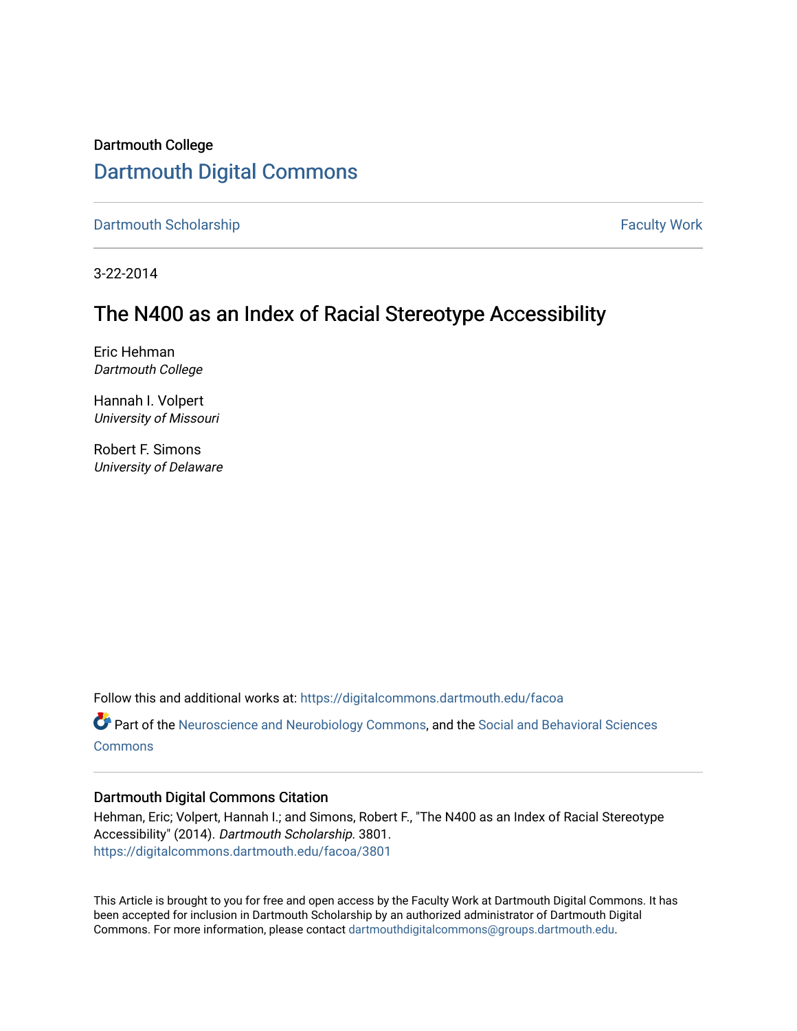Dartmouth College

# Dartmouth Digital Commons

Dartmouth Scholarship | Faculty Work

3-22-2014

## The N400 as an Index of Racial Stereotype Accessibility

Eric Hehman
*Dartmouth College*

Hannah I. Volpert
*University of Missouri*

Robert F. Simons
*University of Delaware*

Follow this and additional works at: https://digitalcommons.dartmouth.edu/facoa

Part of the Neuroscience and Neurobiology Commons, and the Social and Behavioral Sciences Commons

### Dartmouth Digital Commons Citation

Hehman, Eric; Volpert, Hannah I.; and Simons, Robert F., "The N400 as an Index of Racial Stereotype Accessibility" (2014). *Dartmouth Scholarship*. 3801.
https://digitalcommons.dartmouth.edu/facoa/3801

This Article is brought to you for free and open access by the Faculty Work at Dartmouth Digital Commons. It has been accepted for inclusion in Dartmouth Scholarship by an authorized administrator of Dartmouth Digital Commons. For more information, please contact dartmouthdigitalcommons@groups.dartmouth.edu.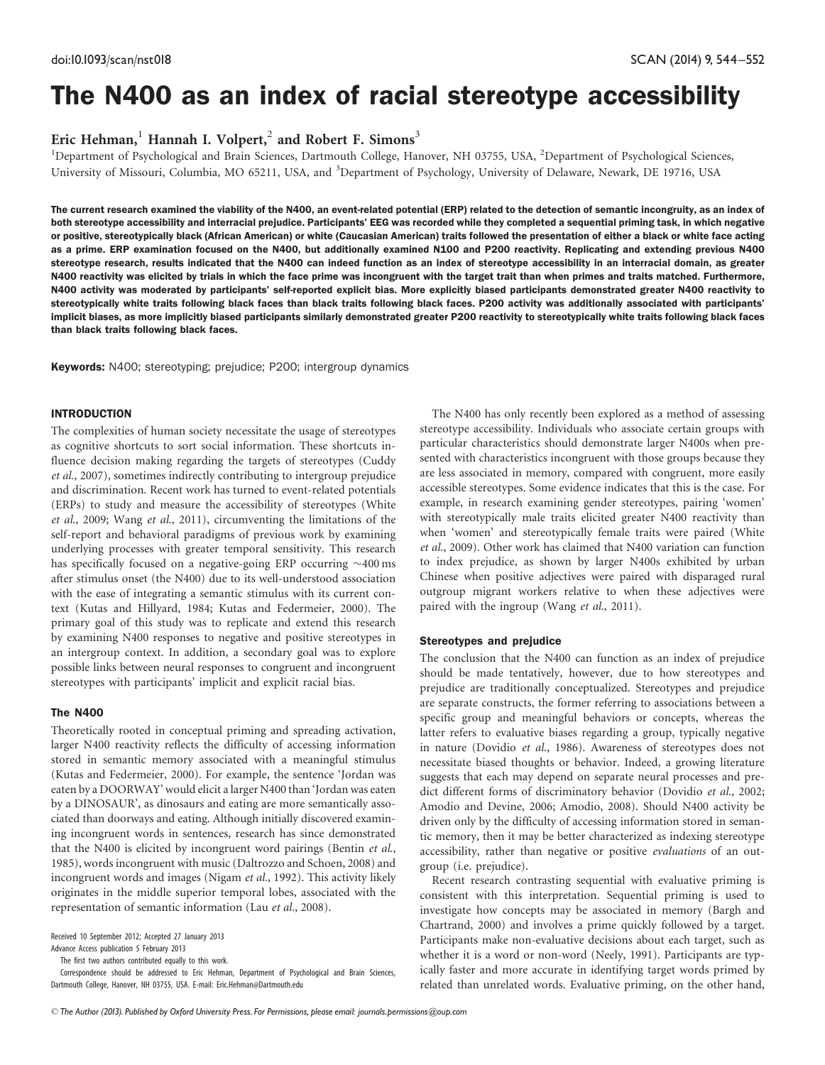# The N400 as an index of racial stereotype accessibility

Eric Hehman,[1] Hannah I. Volpert,[2] and Robert F. Simons[3]

[1]Department of Psychological and Brain Sciences, Dartmouth College, Hanover, NH 03755, USA, [2]Department of Psychological Sciences, University of Missouri, Columbia, MO 65211, USA, and [3]Department of Psychology, University of Delaware, Newark, DE 19716, USA

**The current research examined the viability of the N400, an event-related potential (ERP) related to the detection of semantic incongruity, as an index of both stereotype accessibility and interracial prejudice. Participants' EEG was recorded while they completed a sequential priming task, in which negative or positive, stereotypically black (African American) or white (Caucasian American) traits followed the presentation of either a black or white face acting as a prime. ERP examination focused on the N400, but additionally examined N100 and P200 reactivity. Replicating and extending previous N400 stereotype research, results indicated that the N400 can indeed function as an index of stereotype accessibility in an interracial domain, as greater N400 reactivity was elicited by trials in which the face prime was incongruent with the target trait than when primes and traits matched. Furthermore, N400 activity was moderated by participants' self-reported explicit bias. More explicitly biased participants demonstrated greater N400 reactivity to stereotypically white traits following black faces than black traits following black faces. P200 activity was additionally associated with participants' implicit biases, as more implicitly biased participants similarly demonstrated greater P200 reactivity to stereotypically white traits following black faces than black traits following black faces.**

**Keywords:** N400; stereotyping; prejudice; P200; intergroup dynamics

## INTRODUCTION

The complexities of human society necessitate the usage of stereotypes as cognitive shortcuts to sort social information. These shortcuts influence decision making regarding the targets of stereotypes (Cuddy *et al.*, 2007), sometimes indirectly contributing to intergroup prejudice and discrimination. Recent work has turned to event-related potentials (ERPs) to study and measure the accessibility of stereotypes (White *et al.*, 2009; Wang *et al.*, 2011), circumventing the limitations of the self-report and behavioral paradigms of previous work by examining underlying processes with greater temporal sensitivity. This research has specifically focused on a negative-going ERP occurring ~400 ms after stimulus onset (the N400) due to its well-understood association with the ease of integrating a semantic stimulus with its current context (Kutas and Hillyard, 1984; Kutas and Federmeier, 2000). The primary goal of this study was to replicate and extend this research by examining N400 responses to negative and positive stereotypes in an intergroup context. In addition, a secondary goal was to explore possible links between neural responses to congruent and incongruent stereotypes with participants' implicit and explicit racial bias.

### The N400

Theoretically rooted in conceptual priming and spreading activation, larger N400 reactivity reflects the difficulty of accessing information stored in semantic memory associated with a meaningful stimulus (Kutas and Federmeier, 2000). For example, the sentence 'Jordan was eaten by a DOORWAY' would elicit a larger N400 than 'Jordan was eaten by a DINOSAUR', as dinosaurs and eating are more semantically associated than doorways and eating. Although initially discovered examining incongruent words in sentences, research has since demonstrated that the N400 is elicited by incongruent word pairings (Bentin *et al.*, 1985), words incongruent with music (Daltrozzo and Schoen, 2008) and incongruent words and images (Nigam *et al.*, 1992). This activity likely originates in the middle superior temporal lobes, associated with the representation of semantic information (Lau *et al.*, 2008).

Received 10 September 2012; Accepted 27 January 2013

Advance Access publication 5 February 2013

The first two authors contributed equally to this work.

Correspondence should be addressed to Eric Hehman, Department of Psychological and Brain Sciences, Dartmouth College, Hanover, NH 03755, USA. E-mail: Eric.Hehman@Dartmouth.edu

The N400 has only recently been explored as a method of assessing stereotype accessibility. Individuals who associate certain groups with particular characteristics should demonstrate larger N400s when presented with characteristics incongruent with those groups because they are less associated in memory, compared with congruent, more easily accessible stereotypes. Some evidence indicates that this is the case. For example, in research examining gender stereotypes, pairing 'women' with stereotypically male traits elicited greater N400 reactivity than when 'women' and stereotypically female traits were paired (White *et al.*, 2009). Other work has claimed that N400 variation can function to index prejudice, as shown by larger N400s exhibited by urban Chinese when positive adjectives were paired with disparaged rural outgroup migrant workers relative to when these adjectives were paired with the ingroup (Wang *et al.*, 2011).

### Stereotypes and prejudice

The conclusion that the N400 can function as an index of prejudice should be made tentatively, however, due to how stereotypes and prejudice are traditionally conceptualized. Stereotypes and prejudice are separate constructs, the former referring to associations between a specific group and meaningful behaviors or concepts, whereas the latter refers to evaluative biases regarding a group, typically negative in nature (Dovidio *et al.*, 1986). Awareness of stereotypes does not necessitate biased thoughts or behavior. Indeed, a growing literature suggests that each may depend on separate neural processes and predict different forms of discriminatory behavior (Dovidio *et al.*, 2002; Amodio and Devine, 2006; Amodio, 2008). Should N400 activity be driven only by the difficulty of accessing information stored in semantic memory, then it may be better characterized as indexing stereotype accessibility, rather than negative or positive *evaluations* of an outgroup (i.e. prejudice).

Recent research contrasting sequential with evaluative priming is consistent with this interpretation. Sequential priming is used to investigate how concepts may be associated in memory (Bargh and Chartrand, 2000) and involves a prime quickly followed by a target. Participants make non-evaluative decisions about each target, such as whether it is a word or non-word (Neely, 1991). Participants are typically faster and more accurate in identifying target words primed by related than unrelated words. Evaluative priming, on the other hand,

© The Author (2013). Published by Oxford University Press. For Permissions, please email: journals.permissions@oup.com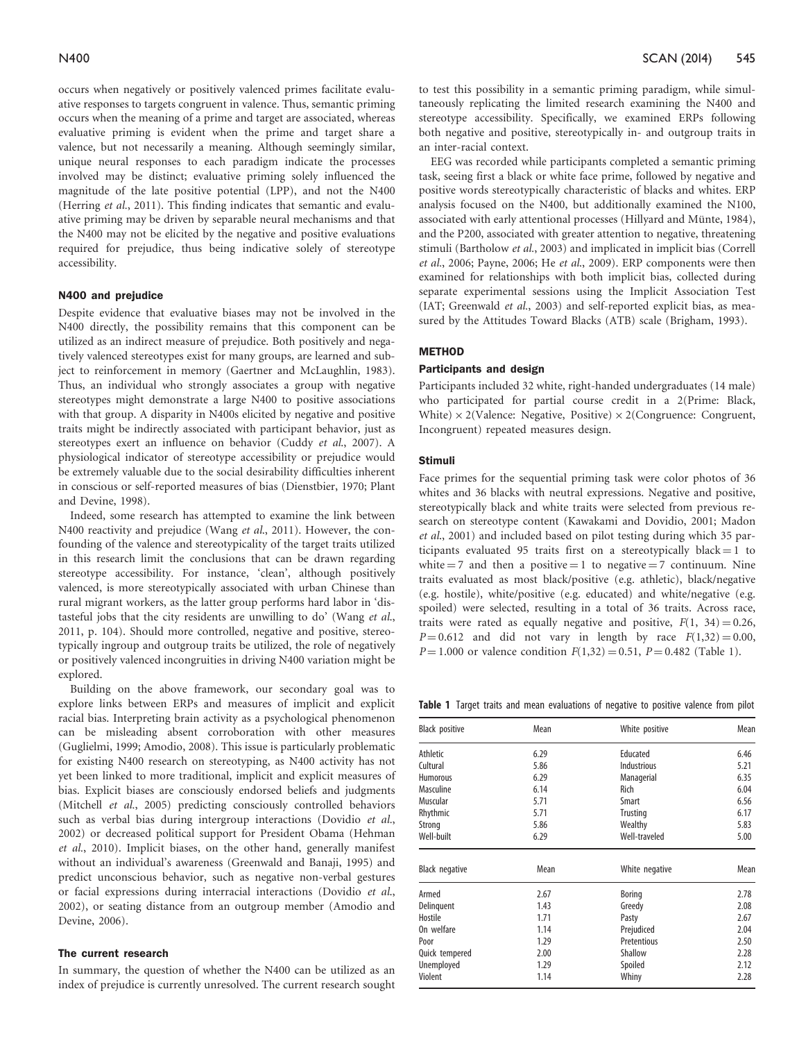occurs when negatively or positively valenced primes facilitate evaluative responses to targets congruent in valence. Thus, semantic priming occurs when the meaning of a prime and target are associated, whereas evaluative priming is evident when the prime and target share a valence, but not necessarily a meaning. Although seemingly similar, unique neural responses to each paradigm indicate the processes involved may be distinct; evaluative priming solely influenced the magnitude of the late positive potential (LPP), and not the N400 (Herring *et al.*, 2011). This finding indicates that semantic and evaluative priming may be driven by separable neural mechanisms and that the N400 may not be elicited by the negative and positive evaluations required for prejudice, thus being indicative solely of stereotype accessibility.

### N400 and prejudice

Despite evidence that evaluative biases may not be involved in the N400 directly, the possibility remains that this component can be utilized as an indirect measure of prejudice. Both positively and negatively valenced stereotypes exist for many groups, are learned and subject to reinforcement in memory (Gaertner and McLaughlin, 1983). Thus, an individual who strongly associates a group with negative stereotypes might demonstrate a large N400 to positive associations with that group. A disparity in N400s elicited by negative and positive traits might be indirectly associated with participant behavior, just as stereotypes exert an influence on behavior (Cuddy *et al.*, 2007). A physiological indicator of stereotype accessibility or prejudice would be extremely valuable due to the social desirability difficulties inherent in conscious or self-reported measures of bias (Dienstbier, 1970; Plant and Devine, 1998).

Indeed, some research has attempted to examine the link between N400 reactivity and prejudice (Wang *et al.*, 2011). However, the confounding of the valence and stereotypicality of the target traits utilized in this research limit the conclusions that can be drawn regarding stereotype accessibility. For instance, 'clean', although positively valenced, is more stereotypically associated with urban Chinese than rural migrant workers, as the latter group performs hard labor in 'distasteful jobs that the city residents are unwilling to do' (Wang *et al.*, 2011, p. 104). Should more controlled, negative and positive, stereotypically ingroup and outgroup traits be utilized, the role of negatively or positively valenced incongruities in driving N400 variation might be explored.

Building on the above framework, our secondary goal was to explore links between ERPs and measures of implicit and explicit racial bias. Interpreting brain activity as a psychological phenomenon can be misleading absent corroboration with other measures (Guglielmi, 1999; Amodio, 2008). This issue is particularly problematic for existing N400 research on stereotyping, as N400 activity has not yet been linked to more traditional, implicit and explicit measures of bias. Explicit biases are consciously endorsed beliefs and judgments (Mitchell *et al.*, 2005) predicting consciously controlled behaviors such as verbal bias during intergroup interactions (Dovidio *et al.*, 2002) or decreased political support for President Obama (Hehman *et al.*, 2010). Implicit biases, on the other hand, generally manifest without an individual's awareness (Greenwald and Banaji, 1995) and predict unconscious behavior, such as negative non-verbal gestures or facial expressions during interracial interactions (Dovidio *et al.*, 2002), or seating distance from an outgroup member (Amodio and Devine, 2006).

### The current research

In summary, the question of whether the N400 can be utilized as an index of prejudice is currently unresolved. The current research sought to test this possibility in a semantic priming paradigm, while simultaneously replicating the limited research examining the N400 and stereotype accessibility. Specifically, we examined ERPs following both negative and positive, stereotypically in- and outgroup traits in an inter-racial context.

EEG was recorded while participants completed a semantic priming task, seeing first a black or white face prime, followed by negative and positive words stereotypically characteristic of blacks and whites. ERP analysis focused on the N400, but additionally examined the N100, associated with early attentional processes (Hillyard and Münte, 1984), and the P200, associated with greater attention to negative, threatening stimuli (Bartholow *et al.*, 2003) and implicated in implicit bias (Correll *et al.*, 2006; Payne, 2006; He *et al.*, 2009). ERP components were then examined for relationships with both implicit bias, collected during separate experimental sessions using the Implicit Association Test (IAT; Greenwald *et al.*, 2003) and self-reported explicit bias, as measured by the Attitudes Toward Blacks (ATB) scale (Brigham, 1993).

## METHOD

### Participants and design

Participants included 32 white, right-handed undergraduates (14 male) who participated for partial course credit in a 2(Prime: Black, White) × 2(Valence: Negative, Positive) × 2(Congruence: Congruent, Incongruent) repeated measures design.

### Stimuli

Face primes for the sequential priming task were color photos of 36 whites and 36 blacks with neutral expressions. Negative and positive, stereotypically black and white traits were selected from previous research on stereotype content (Kawakami and Dovidio, 2001; Madon *et al.*, 2001) and included based on pilot testing during which 35 participants evaluated 95 traits first on a stereotypically black = 1 to white = 7 and then a positive = 1 to negative = 7 continuum. Nine traits evaluated as most black/positive (e.g. athletic), black/negative (e.g. hostile), white/positive (e.g. educated) and white/negative (e.g. spoiled) were selected, resulting in a total of 36 traits. Across race, traits were rated as equally negative and positive, $F(1, 34) = 0.26$, $P = 0.612$ and did not vary in length by race $F(1,32) = 0.00$, $P = 1.000$ or valence condition $F(1,32) = 0.51$, $P = 0.482$ (Table 1).

**Table 1** Target traits and mean evaluations of negative to positive valence from pilot

| Black positive | Mean | White positive | Mean |
|---|---|---|---|
| Athletic | 6.29 | Educated | 6.46 |
| Cultural | 5.86 | Industrious | 5.21 |
| Humorous | 6.29 | Managerial | 6.35 |
| Masculine | 6.14 | Rich | 6.04 |
| Muscular | 5.71 | Smart | 6.56 |
| Rhythmic | 5.71 | Trusting | 6.17 |
| Strong | 5.86 | Wealthy | 5.83 |
| Well-built | 6.29 | Well-traveled | 5.00 |
| **Black negative** | **Mean** | **White negative** | **Mean** |
| Armed | 2.67 | Boring | 2.78 |
| Delinquent | 1.43 | Greedy | 2.08 |
| Hostile | 1.71 | Pasty | 2.67 |
| On welfare | 1.14 | Prejudiced | 2.04 |
| Poor | 1.29 | Pretentious | 2.50 |
| Quick tempered | 2.00 | Shallow | 2.28 |
| Unemployed | 1.29 | Spoiled | 2.12 |
| Violent | 1.14 | Whiny | 2.28 |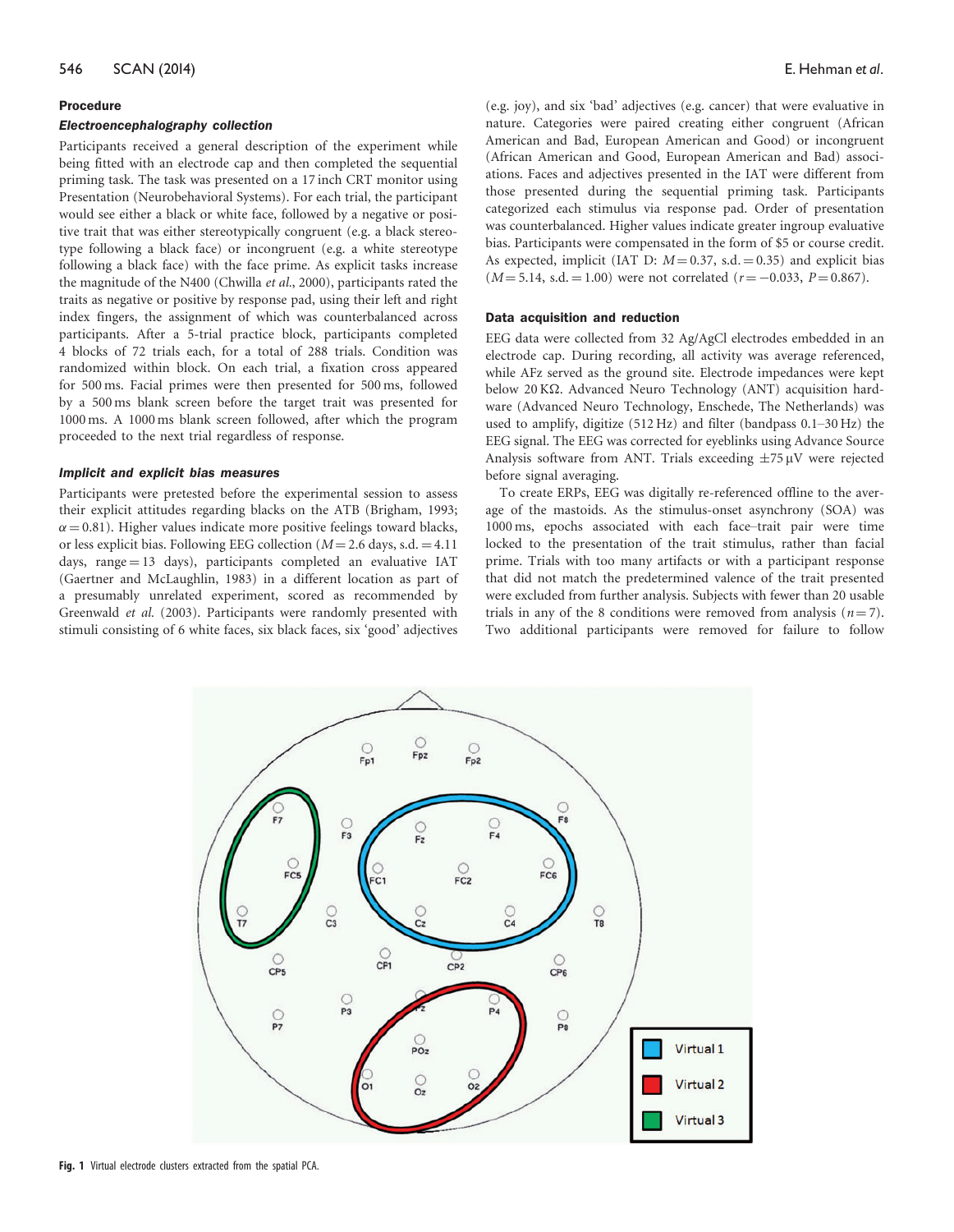## Procedure

### *Electroencephalography collection*

Participants received a general description of the experiment while being fitted with an electrode cap and then completed the sequential priming task. The task was presented on a 17 inch CRT monitor using Presentation (Neurobehavioral Systems). For each trial, the participant would see either a black or white face, followed by a negative or positive trait that was either stereotypically congruent (e.g. a black stereotype following a black face) or incongruent (e.g. a white stereotype following a black face) with the face prime. As explicit tasks increase the magnitude of the N400 (Chwilla *et al.*, 2000), participants rated the traits as negative or positive by response pad, using their left and right index fingers, the assignment of which was counterbalanced across participants. After a 5-trial practice block, participants completed 4 blocks of 72 trials each, for a total of 288 trials. Condition was randomized within block. On each trial, a fixation cross appeared for 500 ms. Facial primes were then presented for 500 ms, followed by a 500 ms blank screen before the target trait was presented for 1000 ms. A 1000 ms blank screen followed, after which the program proceeded to the next trial regardless of response.

### *Implicit and explicit bias measures*

Participants were pretested before the experimental session to assess their explicit attitudes regarding blacks on the ATB (Brigham, 1993; $\alpha = 0.81$). Higher values indicate more positive feelings toward blacks, or less explicit bias. Following EEG collection ($M = 2.6$ days, s.d. $= 4.11$ days, range $= 13$ days), participants completed an evaluative IAT (Gaertner and McLaughlin, 1983) in a different location as part of a presumably unrelated experiment, scored as recommended by Greenwald *et al.* (2003). Participants were randomly presented with stimuli consisting of 6 white faces, six black faces, six 'good' adjectives (e.g. joy), and six 'bad' adjectives (e.g. cancer) that were evaluative in nature. Categories were paired creating either congruent (African American and Bad, European American and Good) or incongruent (African American and Good, European American and Bad) associations. Faces and adjectives presented in the IAT were different from those presented during the sequential priming task. Participants categorized each stimulus via response pad. Order of presentation was counterbalanced. Higher values indicate greater ingroup evaluative bias. Participants were compensated in the form of \$5 or course credit. As expected, implicit (IAT D: $M = 0.37$, s.d. $= 0.35$) and explicit bias ($M = 5.14$, s.d. $= 1.00$) were not correlated ($r = -0.033$, $P = 0.867$).

### Data acquisition and reduction

EEG data were collected from 32 Ag/AgCl electrodes embedded in an electrode cap. During recording, all activity was average referenced, while AFz served as the ground site. Electrode impedances were kept below 20 KΩ. Advanced Neuro Technology (ANT) acquisition hardware (Advanced Neuro Technology, Enschede, The Netherlands) was used to amplify, digitize (512 Hz) and filter (bandpass 0.1–30 Hz) the EEG signal. The EEG was corrected for eyeblinks using Advance Source Analysis software from ANT. Trials exceeding ±75 µV were rejected before signal averaging.

To create ERPs, EEG was digitally re-referenced offline to the average of the mastoids. As the stimulus-onset asynchrony (SOA) was 1000 ms, epochs associated with each face–trait pair were time locked to the presentation of the trait stimulus, rather than facial prime. Trials with too many artifacts or with a participant response that did not match the predetermined valence of the trait presented were excluded from further analysis. Subjects with fewer than 20 usable trials in any of the 8 conditions were removed from analysis ($n = 7$). Two additional participants were removed for failure to follow

**Fig. 1** Virtual electrode clusters extracted from the spatial PCA.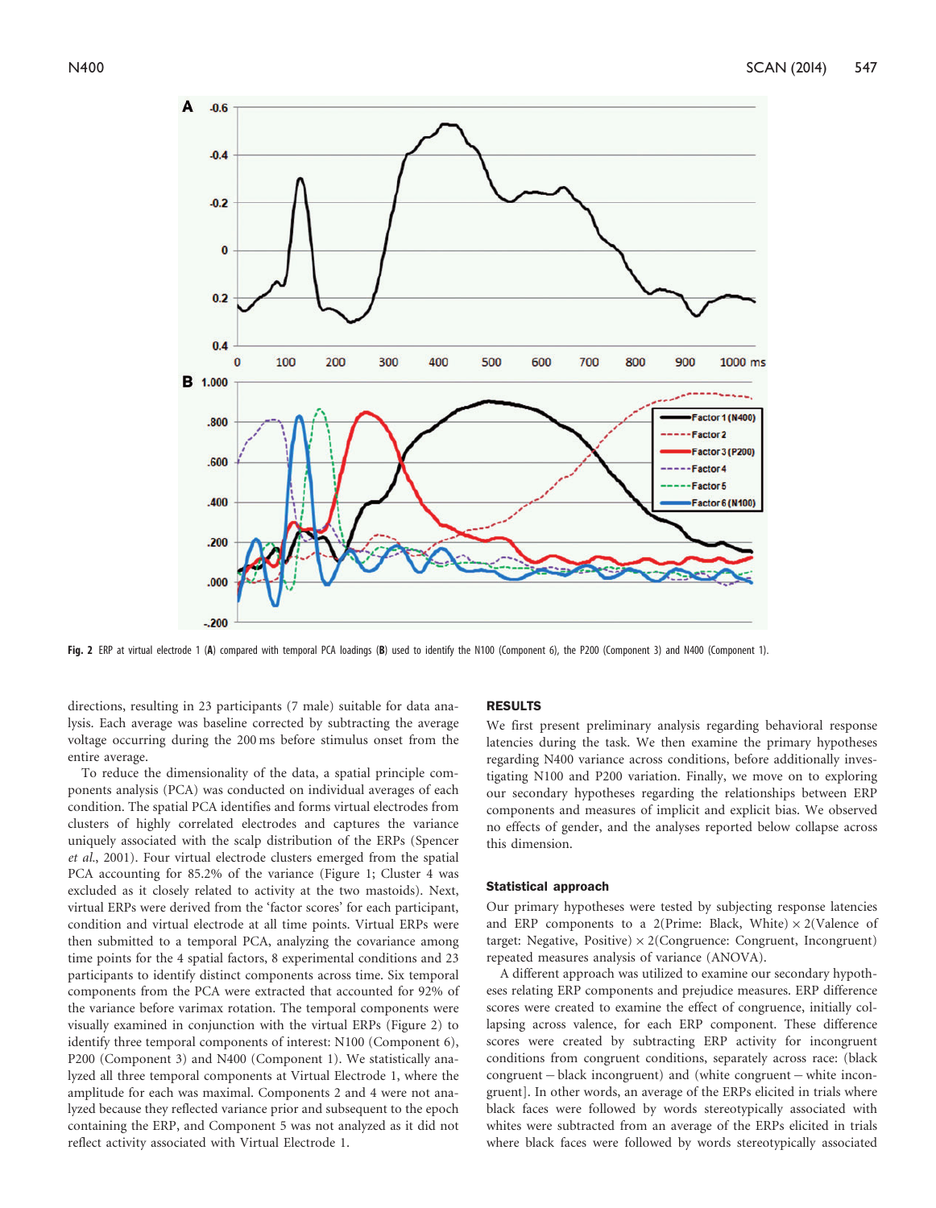Fig. 2 ERP at virtual electrode 1 (**A**) compared with temporal PCA loadings (**B**) used to identify the N100 (Component 6), the P200 (Component 3) and N400 (Component 1).

directions, resulting in 23 participants (7 male) suitable for data analysis. Each average was baseline corrected by subtracting the average voltage occurring during the 200 ms before stimulus onset from the entire average.

To reduce the dimensionality of the data, a spatial principle components analysis (PCA) was conducted on individual averages of each condition. The spatial PCA identifies and forms virtual electrodes from clusters of highly correlated electrodes and captures the variance uniquely associated with the scalp distribution of the ERPs (Spencer *et al.*, 2001). Four virtual electrode clusters emerged from the spatial PCA accounting for 85.2% of the variance (Figure 1; Cluster 4 was excluded as it closely related to activity at the two mastoids). Next, virtual ERPs were derived from the 'factor scores' for each participant, condition and virtual electrode at all time points. Virtual ERPs were then submitted to a temporal PCA, analyzing the covariance among time points for the 4 spatial factors, 8 experimental conditions and 23 participants to identify distinct components across time. Six temporal components from the PCA were extracted that accounted for 92% of the variance before varimax rotation. The temporal components were visually examined in conjunction with the virtual ERPs (Figure 2) to identify three temporal components of interest: N100 (Component 6), P200 (Component 3) and N400 (Component 1). We statistically analyzed all three temporal components at Virtual Electrode 1, where the amplitude for each was maximal. Components 2 and 4 were not analyzed because they reflected variance prior and subsequent to the epoch containing the ERP, and Component 5 was not analyzed as it did not reflect activity associated with Virtual Electrode 1.

## RESULTS

We first present preliminary analysis regarding behavioral response latencies during the task. We then examine the primary hypotheses regarding N400 variance across conditions, before additionally investigating N100 and P200 variation. Finally, we move on to exploring our secondary hypotheses regarding the relationships between ERP components and measures of implicit and explicit bias. We observed no effects of gender, and the analyses reported below collapse across this dimension.

### Statistical approach

Our primary hypotheses were tested by subjecting response latencies and ERP components to a 2(Prime: Black, White) × 2(Valence of target: Negative, Positive) × 2(Congruence: Congruent, Incongruent) repeated measures analysis of variance (ANOVA).

A different approach was utilized to examine our secondary hypotheses relating ERP components and prejudice measures. ERP difference scores were created to examine the effect of congruence, initially collapsing across valence, for each ERP component. These difference scores were created by subtracting ERP activity for incongruent conditions from congruent conditions, separately across race: (black congruent − black incongruent) and (white congruent − white incongruent]. In other words, an average of the ERPs elicited in trials where black faces were followed by words stereotypically associated with whites were subtracted from an average of the ERPs elicited in trials where black faces were followed by words stereotypically associated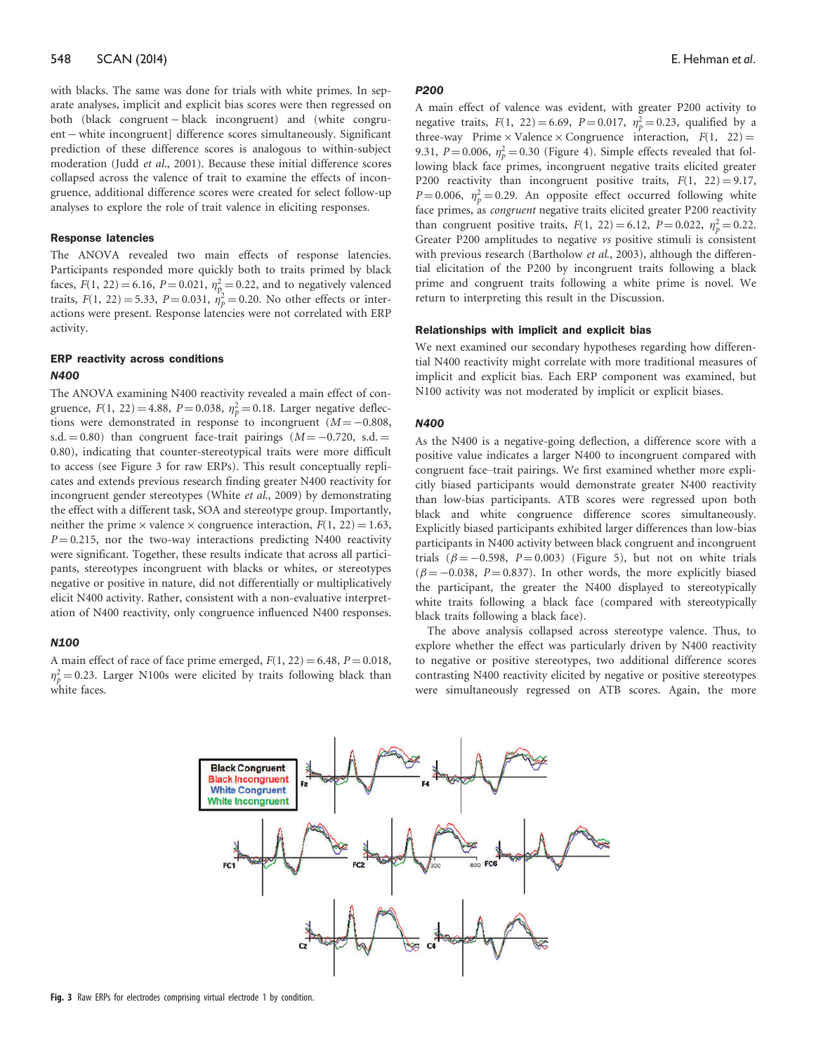with blacks. The same was done for trials with white primes. In separate analyses, implicit and explicit bias scores were then regressed on both (black congruent − black incongruent) and (white congruent − white incongruent] difference scores simultaneously. Significant prediction of these difference scores is analogous to within-subject moderation (Judd *et al.*, 2001). Because these initial difference scores collapsed across the valence of trait to examine the effects of incongruence, additional difference scores were created for select follow-up analyses to explore the role of trait valence in eliciting responses.

### Response latencies

The ANOVA revealed two main effects of response latencies. Participants responded more quickly both to traits primed by black faces, $F(1, 22) = 6.16$, $P = 0.021$, $\eta^2_p = 0.22$, and to negatively valenced traits, $F(1, 22) = 5.33$, $P = 0.031$, $\eta^2_p = 0.20$. No other effects or interactions were present. Response latencies were not correlated with ERP activity.

### ERP reactivity across conditions

#### *N400*

The ANOVA examining N400 reactivity revealed a main effect of congruence, $F(1, 22) = 4.88$, $P = 0.038$, $\eta^2_p = 0.18$. Larger negative deflections were demonstrated in response to incongruent ($M = -0.808$, s.d. = 0.80) than congruent face-trait pairings ($M = -0.720$, s.d. = 0.80), indicating that counter-stereotypical traits were more difficult to access (see Figure 3 for raw ERPs). This result conceptually replicates and extends previous research finding greater N400 reactivity for incongruent gender stereotypes (White *et al.*, 2009) by demonstrating the effect with a different task, SOA and stereotype group. Importantly, neither the prime × valence × congruence interaction, $F(1, 22) = 1.63$, $P = 0.215$, nor the two-way interactions predicting N400 reactivity were significant. Together, these results indicate that across all participants, stereotypes incongruent with blacks or whites, or stereotypes negative or positive in nature, did not differentially or multiplicatively elicit N400 activity. Rather, consistent with a non-evaluative interpretation of N400 reactivity, only congruence influenced N400 responses.

#### *N100*

A main effect of race of face prime emerged, $F(1, 22) = 6.48$, $P = 0.018$, $\eta^2_p = 0.23$. Larger N100s were elicited by traits following black than white faces.

#### *P200*

A main effect of valence was evident, with greater P200 activity to negative traits, $F(1, 22) = 6.69$, $P = 0.017$, $\eta^2_p = 0.23$, qualified by a three-way Prime × Valence × Congruence interaction, $F(1, 22) = 9.31$, $P = 0.006$, $\eta^2_p = 0.30$ (Figure 4). Simple effects revealed that following black face primes, incongruent negative traits elicited greater P200 reactivity than incongruent positive traits, $F(1, 22) = 9.17$, $P = 0.006$, $\eta^2_p = 0.29$. An opposite effect occurred following white face primes, as *congruent* negative traits elicited greater P200 reactivity than congruent positive traits, $F(1, 22) = 6.12$, $P = 0.022$, $\eta^2_p = 0.22$. Greater P200 amplitudes to negative *vs* positive stimuli is consistent with previous research (Bartholow *et al.*, 2003), although the differential elicitation of the P200 by incongruent traits following a black prime and congruent traits following a white prime is novel. We return to interpreting this result in the Discussion.

### Relationships with implicit and explicit bias

We next examined our secondary hypotheses regarding how differential N400 reactivity might correlate with more traditional measures of implicit and explicit bias. Each ERP component was examined, but N100 activity was not moderated by implicit or explicit biases.

#### *N400*

As the N400 is a negative-going deflection, a difference score with a positive value indicates a larger N400 to incongruent compared with congruent face–trait pairings. We first examined whether more explicitly biased participants would demonstrate greater N400 reactivity than low-bias participants. ATB scores were regressed upon both black and white congruence difference scores simultaneously. Explicitly biased participants exhibited larger differences than low-bias participants in N400 activity between black congruent and incongruent trials ($\beta = -0.598$, $P = 0.003$) (Figure 5), but not on white trials ($\beta = -0.038$, $P = 0.837$). In other words, the more explicitly biased the participant, the greater the N400 displayed to stereotypically white traits following a black face (compared with stereotypically black traits following a black face).

The above analysis collapsed across stereotype valence. Thus, to explore whether the effect was particularly driven by N400 reactivity to negative or positive stereotypes, two additional difference scores contrasting N400 reactivity elicited by negative or positive stereotypes were simultaneously regressed on ATB scores. Again, the more

**Fig. 3** Raw ERPs for electrodes comprising virtual electrode 1 by condition.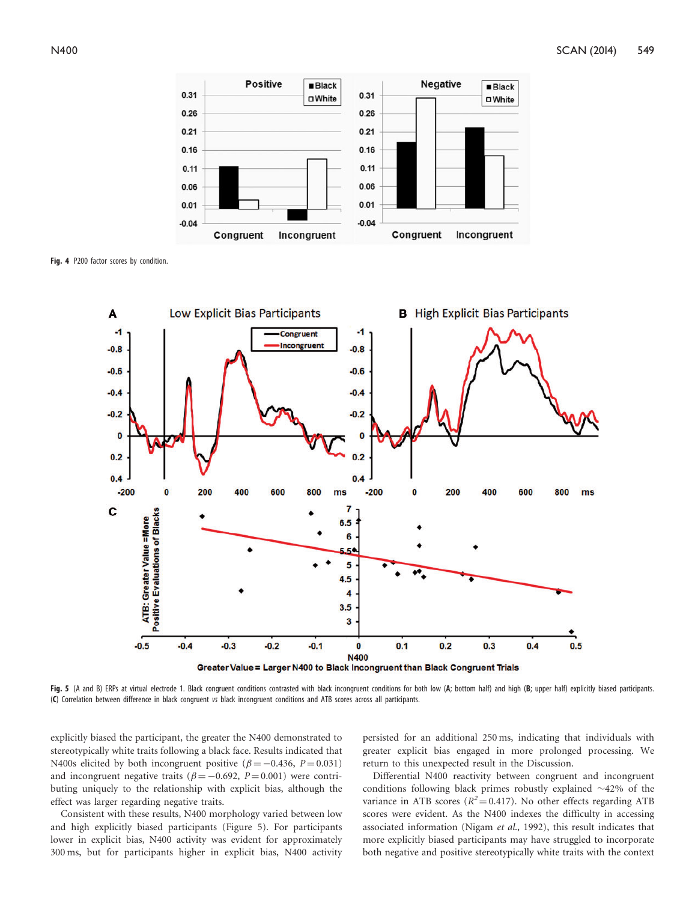Fig. 4 P200 factor scores by condition.

Fig. 5 (A and B) ERPs at virtual electrode 1. Black congruent conditions contrasted with black incongruent conditions for both low (**A**; bottom half) and high (**B**; upper half) explicitly biased participants. (**C**) Correlation between difference in black congruent *vs* black incongruent conditions and ATB scores across all participants.

explicitly biased the participant, the greater the N400 demonstrated to stereotypically white traits following a black face. Results indicated that N400s elicited by both incongruent positive ($\beta = -0.436$, $P = 0.031$) and incongruent negative traits ($\beta = -0.692$, $P = 0.001$) were contributing uniquely to the relationship with explicit bias, although the effect was larger regarding negative traits.

Consistent with these results, N400 morphology varied between low and high explicitly biased participants (Figure 5). For participants lower in explicit bias, N400 activity was evident for approximately 300 ms, but for participants higher in explicit bias, N400 activity persisted for an additional 250 ms, indicating that individuals with greater explicit bias engaged in more prolonged processing. We return to this unexpected result in the Discussion.

Differential N400 reactivity between congruent and incongruent conditions following black primes robustly explained ~42% of the variance in ATB scores ($R^2 = 0.417$). No other effects regarding ATB scores were evident. As the N400 indexes the difficulty in accessing associated information (Nigam *et al.*, 1992), this result indicates that more explicitly biased participants may have struggled to incorporate both negative and positive stereotypically white traits with the context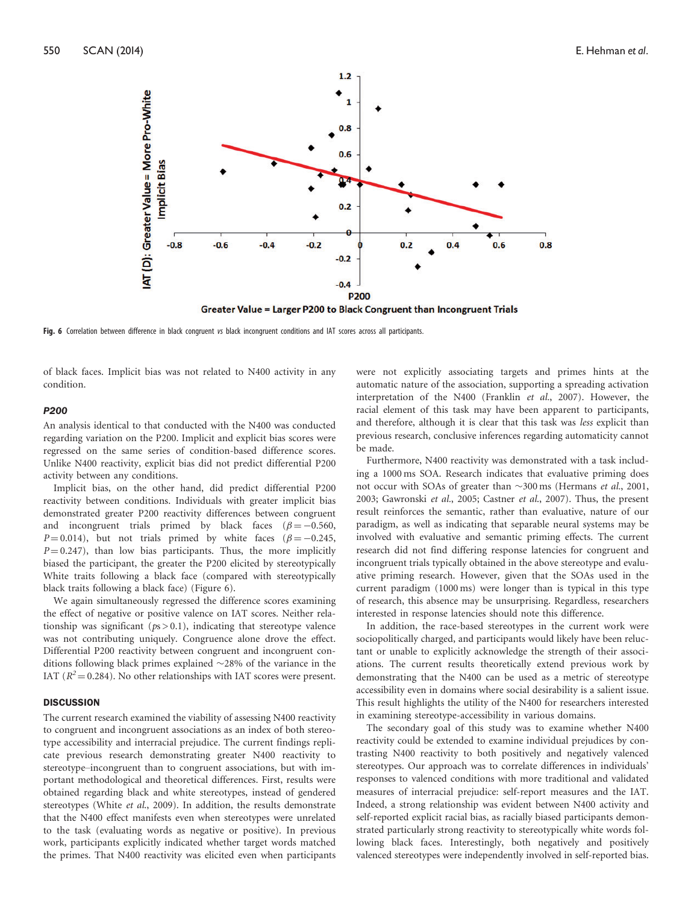**Fig. 6** Correlation between difference in black congruent *vs* black incongruent conditions and IAT scores across all participants.

of black faces. Implicit bias was not related to N400 activity in any condition.

### P200

An analysis identical to that conducted with the N400 was conducted regarding variation on the P200. Implicit and explicit bias scores were regressed on the same series of condition-based difference scores. Unlike N400 reactivity, explicit bias did not predict differential P200 activity between any conditions.

Implicit bias, on the other hand, did predict differential P200 reactivity between conditions. Individuals with greater implicit bias demonstrated greater P200 reactivity differences between congruent and incongruent trials primed by black faces ($\beta = -0.560$, $P = 0.014$), but not trials primed by white faces ($\beta = -0.245$, $P = 0.247$), than low bias participants. Thus, the more implicitly biased the participant, the greater the P200 elicited by stereotypically White traits following a black face (compared with stereotypically black traits following a black face) (Figure 6).

We again simultaneously regressed the difference scores examining the effect of negative or positive valence on IAT scores. Neither relationship was significant ($ps > 0.1$), indicating that stereotype valence was not contributing uniquely. Congruence alone drove the effect. Differential P200 reactivity between congruent and incongruent conditions following black primes explained ~28% of the variance in the IAT ($R^2 = 0.284$). No other relationships with IAT scores were present.

## DISCUSSION

The current research examined the viability of assessing N400 reactivity to congruent and incongruent associations as an index of both stereotype accessibility and interracial prejudice. The current findings replicate previous research demonstrating greater N400 reactivity to stereotype–incongruent than to congruent associations, but with important methodological and theoretical differences. First, results were obtained regarding black and white stereotypes, instead of gendered stereotypes (White *et al.*, 2009). In addition, the results demonstrate that the N400 effect manifests even when stereotypes were unrelated to the task (evaluating words as negative or positive). In previous work, participants explicitly indicated whether target words matched the primes. That N400 reactivity was elicited even when participants were not explicitly associating targets and primes hints at the automatic nature of the association, supporting a spreading activation interpretation of the N400 (Franklin *et al.*, 2007). However, the racial element of this task may have been apparent to participants, and therefore, although it is clear that this task was *less* explicit than previous research, conclusive inferences regarding automaticity cannot be made.

Furthermore, N400 reactivity was demonstrated with a task including a 1000 ms SOA. Research indicates that evaluative priming does not occur with SOAs of greater than ~300 ms (Hermans *et al.*, 2001, 2003; Gawronski *et al.*, 2005; Castner *et al.*, 2007). Thus, the present result reinforces the semantic, rather than evaluative, nature of our paradigm, as well as indicating that separable neural systems may be involved with evaluative and semantic priming effects. The current research did not find differing response latencies for congruent and incongruent trials typically obtained in the above stereotype and evaluative priming research. However, given that the SOAs used in the current paradigm (1000 ms) were longer than is typical in this type of research, this absence may be unsurprising. Regardless, researchers interested in response latencies should note this difference.

In addition, the race-based stereotypes in the current work were sociopolitically charged, and participants would likely have been reluctant or unable to explicitly acknowledge the strength of their associations. The current results theoretically extend previous work by demonstrating that the N400 can be used as a metric of stereotype accessibility even in domains where social desirability is a salient issue. This result highlights the utility of the N400 for researchers interested in examining stereotype-accessibility in various domains.

The secondary goal of this study was to examine whether N400 reactivity could be extended to examine individual prejudices by contrasting N400 reactivity to both positively and negatively valenced stereotypes. Our approach was to correlate differences in individuals' responses to valenced conditions with more traditional and validated measures of interracial prejudice: self-report measures and the IAT. Indeed, a strong relationship was evident between N400 activity and self-reported explicit racial bias, as racially biased participants demonstrated particularly strong reactivity to stereotypically white words following black faces. Interestingly, both negatively and positively valenced stereotypes were independently involved in self-reported bias.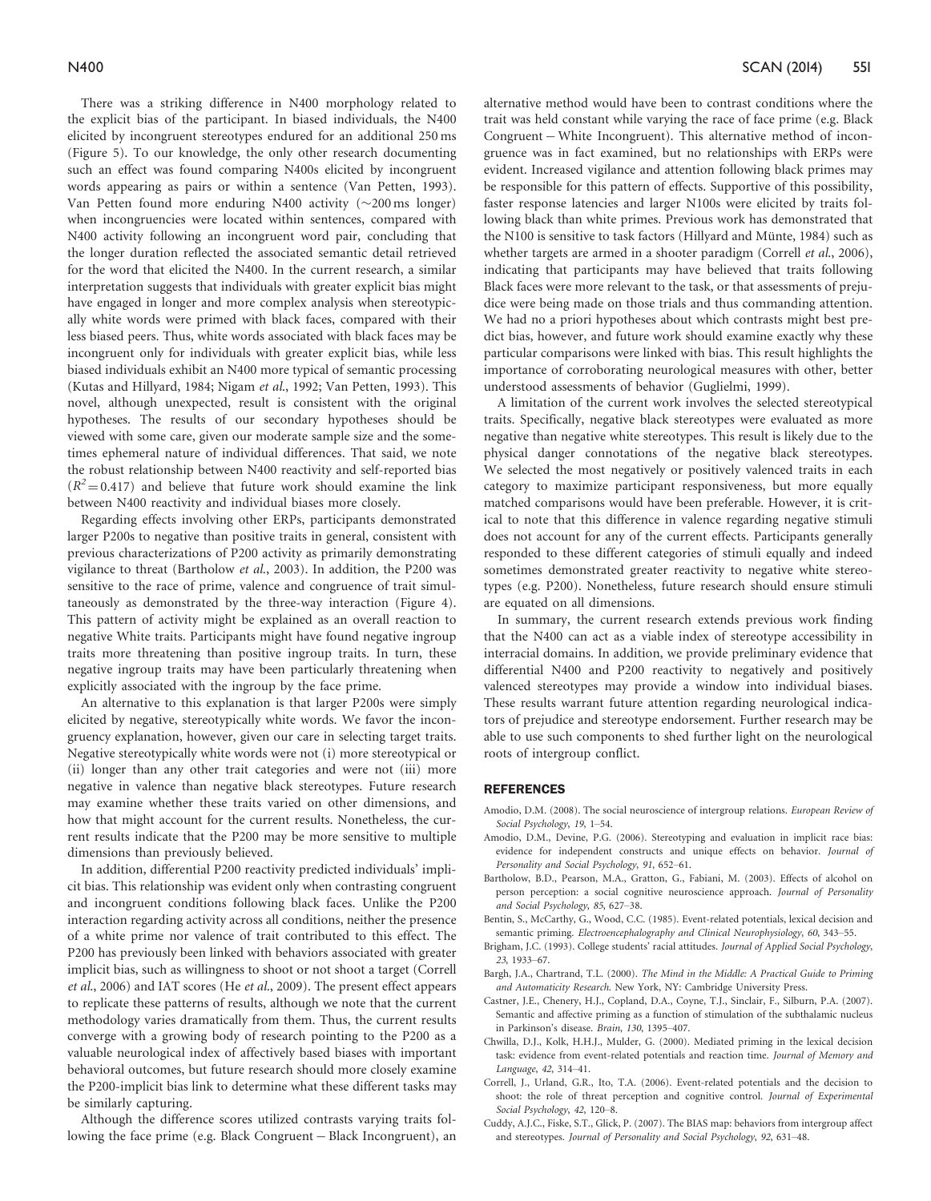There was a striking difference in N400 morphology related to the explicit bias of the participant. In biased individuals, the N400 elicited by incongruent stereotypes endured for an additional 250 ms (Figure 5). To our knowledge, the only other research documenting such an effect was found comparing N400s elicited by incongruent words appearing as pairs or within a sentence (Van Petten, 1993). Van Petten found more enduring N400 activity (~200 ms longer) when incongruencies were located within sentences, compared with N400 activity following an incongruent word pair, concluding that the longer duration reflected the associated semantic detail retrieved for the word that elicited the N400. In the current research, a similar interpretation suggests that individuals with greater explicit bias might have engaged in longer and more complex analysis when stereotypically white words were primed with black faces, compared with their less biased peers. Thus, white words associated with black faces may be incongruent only for individuals with greater explicit bias, while less biased individuals exhibit an N400 more typical of semantic processing (Kutas and Hillyard, 1984; Nigam *et al.*, 1992; Van Petten, 1993). This novel, although unexpected, result is consistent with the original hypotheses. The results of our secondary hypotheses should be viewed with some care, given our moderate sample size and the sometimes ephemeral nature of individual differences. That said, we note the robust relationship between N400 reactivity and self-reported bias ($R^2 = 0.417$) and believe that future work should examine the link between N400 reactivity and individual biases more closely.

Regarding effects involving other ERPs, participants demonstrated larger P200s to negative than positive traits in general, consistent with previous characterizations of P200 activity as primarily demonstrating vigilance to threat (Bartholow *et al.*, 2003). In addition, the P200 was sensitive to the race of prime, valence and congruence of trait simultaneously as demonstrated by the three-way interaction (Figure 4). This pattern of activity might be explained as an overall reaction to negative White traits. Participants might have found negative ingroup traits more threatening than positive ingroup traits. In turn, these negative ingroup traits may have been particularly threatening when explicitly associated with the ingroup by the face prime.

An alternative to this explanation is that larger P200s were simply elicited by negative, stereotypically white words. We favor the incongruency explanation, however, given our care in selecting target traits. Negative stereotypically white words were not (i) more stereotypical or (ii) longer than any other trait categories and were not (iii) more negative in valence than negative black stereotypes. Future research may examine whether these traits varied on other dimensions, and how that might account for the current results. Nonetheless, the current results indicate that the P200 may be more sensitive to multiple dimensions than previously believed.

In addition, differential P200 reactivity predicted individuals' implicit bias. This relationship was evident only when contrasting congruent and incongruent conditions following black faces. Unlike the P200 interaction regarding activity across all conditions, neither the presence of a white prime nor valence of trait contributed to this effect. The P200 has previously been linked with behaviors associated with greater implicit bias, such as willingness to shoot or not shoot a target (Correll *et al.*, 2006) and IAT scores (He *et al.*, 2009). The present effect appears to replicate these patterns of results, although we note that the current methodology varies dramatically from them. Thus, the current results converge with a growing body of research pointing to the P200 as a valuable neurological index of affectively based biases with important behavioral outcomes, but future research should more closely examine the P200-implicit bias link to determine what these different tasks may be similarly capturing.

Although the difference scores utilized contrasts varying traits following the face prime (e.g. Black Congruent − Black Incongruent), an alternative method would have been to contrast conditions where the trait was held constant while varying the race of face prime (e.g. Black Congruent − White Incongruent). This alternative method of incongruence was in fact examined, but no relationships with ERPs were evident. Increased vigilance and attention following black primes may be responsible for this pattern of effects. Supportive of this possibility, faster response latencies and larger N100s were elicited by traits following black than white primes. Previous work has demonstrated that the N100 is sensitive to task factors (Hillyard and Münte, 1984) such as whether targets are armed in a shooter paradigm (Correll *et al.*, 2006), indicating that participants may have believed that traits following Black faces were more relevant to the task, or that assessments of prejudice were being made on those trials and thus commanding attention. We had no a priori hypotheses about which contrasts might best predict bias, however, and future work should examine exactly why these particular comparisons were linked with bias. This result highlights the importance of corroborating neurological measures with other, better understood assessments of behavior (Guglielmi, 1999).

A limitation of the current work involves the selected stereotypical traits. Specifically, negative black stereotypes were evaluated as more negative than negative white stereotypes. This result is likely due to the physical danger connotations of the negative black stereotypes. We selected the most negatively or positively valenced traits in each category to maximize participant responsiveness, but more equally matched comparisons would have been preferable. However, it is critical to note that this difference in valence regarding negative stimuli does not account for any of the current effects. Participants generally responded to these different categories of stimuli equally and indeed sometimes demonstrated greater reactivity to negative white stereotypes (e.g. P200). Nonetheless, future research should ensure stimuli are equated on all dimensions.

In summary, the current research extends previous work finding that the N400 can act as a viable index of stereotype accessibility in interracial domains. In addition, we provide preliminary evidence that differential N400 and P200 reactivity to negatively and positively valenced stereotypes may provide a window into individual biases. These results warrant future attention regarding neurological indicators of prejudice and stereotype endorsement. Further research may be able to use such components to shed further light on the neurological roots of intergroup conflict.

## REFERENCES

Amodio, D.M. (2008). The social neuroscience of intergroup relations. *European Review of Social Psychology*, *19*, 1–54.

Amodio, D.M., Devine, P.G. (2006). Stereotyping and evaluation in implicit race bias: evidence for independent constructs and unique effects on behavior. *Journal of Personality and Social Psychology*, *91*, 652–61.

Bartholow, B.D., Pearson, M.A., Gratton, G., Fabiani, M. (2003). Effects of alcohol on person perception: a social cognitive neuroscience approach. *Journal of Personality and Social Psychology*, *85*, 627–38.

Bentin, S., McCarthy, G., Wood, C.C. (1985). Event-related potentials, lexical decision and semantic priming. *Electroencephalography and Clinical Neurophysiology*, *60*, 343–55.

Brigham, J.C. (1993). College students' racial attitudes. *Journal of Applied Social Psychology*, *23*, 1933–67.

Bargh, J.A., Chartrand, T.L. (2000). *The Mind in the Middle: A Practical Guide to Priming and Automaticity Research.* New York, NY: Cambridge University Press.

Castner, J.E., Chenery, H.J., Copland, D.A., Coyne, T.J., Sinclair, F., Silburn, P.A. (2007). Semantic and affective priming as a function of stimulation of the subthalamic nucleus in Parkinson's disease. *Brain*, *130*, 1395–407.

Chwilla, D.J., Kolk, H.H.J., Mulder, G. (2000). Mediated priming in the lexical decision task: evidence from event-related potentials and reaction time. *Journal of Memory and Language*, *42*, 314–41.

Correll, J., Urland, G.R., Ito, T.A. (2006). Event-related potentials and the decision to shoot: the role of threat perception and cognitive control. *Journal of Experimental Social Psychology*, *42*, 120–8.

Cuddy, A.J.C., Fiske, S.T., Glick, P. (2007). The BIAS map: behaviors from intergroup affect and stereotypes. *Journal of Personality and Social Psychology*, *92*, 631–48.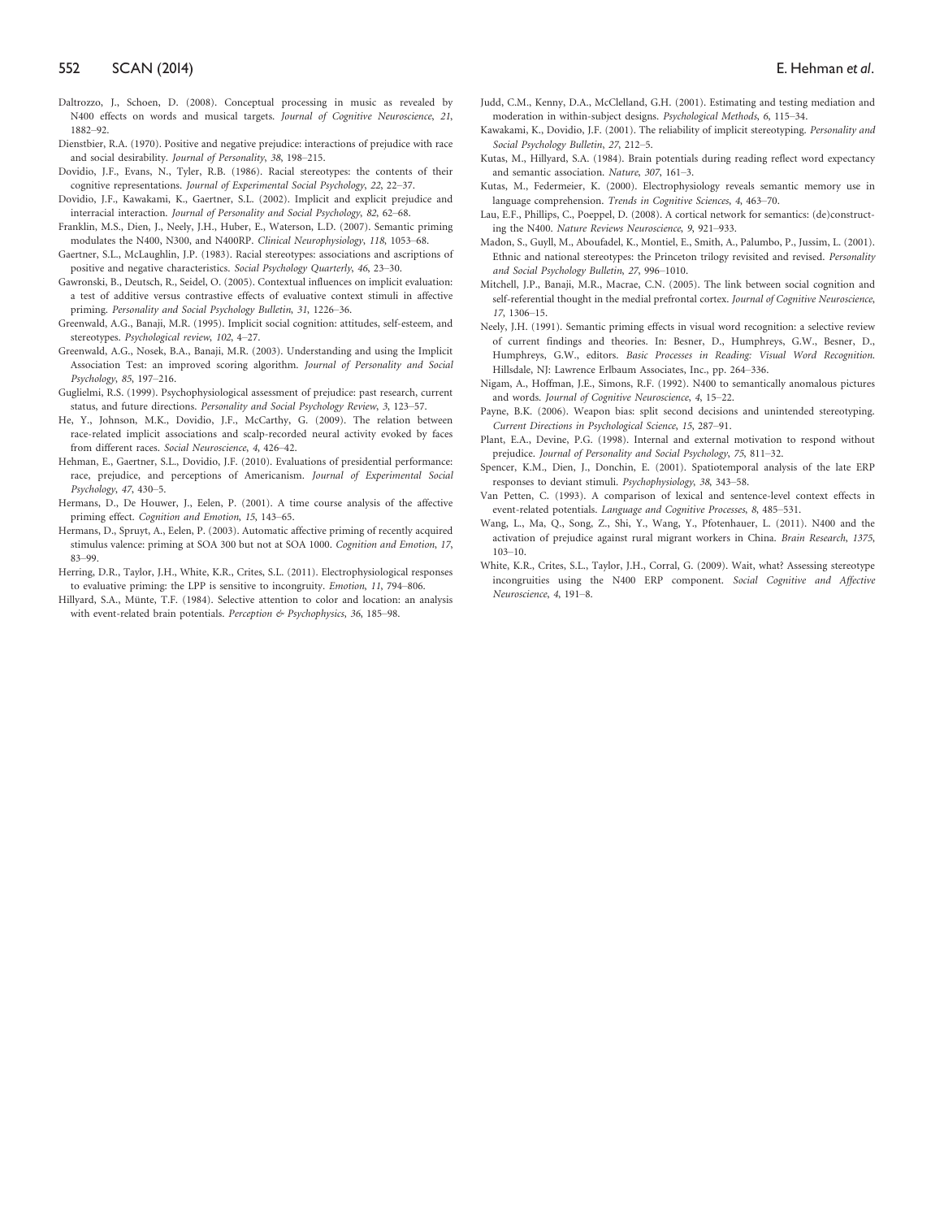Daltrozzo, J., Schoen, D. (2008). Conceptual processing in music as revealed by N400 effects on words and musical targets. *Journal of Cognitive Neuroscience*, *21*, 1882–92.

Dienstbier, R.A. (1970). Positive and negative prejudice: interactions of prejudice with race and social desirability. *Journal of Personality*, *38*, 198–215.

Dovidio, J.F., Evans, N., Tyler, R.B. (1986). Racial stereotypes: the contents of their cognitive representations. *Journal of Experimental Social Psychology*, *22*, 22–37.

Dovidio, J.F., Kawakami, K., Gaertner, S.L. (2002). Implicit and explicit prejudice and interracial interaction. *Journal of Personality and Social Psychology*, *82*, 62–68.

Franklin, M.S., Dien, J., Neely, J.H., Huber, E., Waterson, L.D. (2007). Semantic priming modulates the N400, N300, and N400RP. *Clinical Neurophysiology*, *118*, 1053–68.

Gaertner, S.L., McLaughlin, J.P. (1983). Racial stereotypes: associations and ascriptions of positive and negative characteristics. *Social Psychology Quarterly*, *46*, 23–30.

Gawronski, B., Deutsch, R., Seidel, O. (2005). Contextual influences on implicit evaluation: a test of additive versus contrastive effects of evaluative context stimuli in affective priming. *Personality and Social Psychology Bulletin*, *31*, 1226–36.

Greenwald, A.G., Banaji, M.R. (1995). Implicit social cognition: attitudes, self-esteem, and stereotypes. *Psychological review*, *102*, 4–27.

Greenwald, A.G., Nosek, B.A., Banaji, M.R. (2003). Understanding and using the Implicit Association Test: an improved scoring algorithm. *Journal of Personality and Social Psychology*, *85*, 197–216.

Guglielmi, R.S. (1999). Psychophysiological assessment of prejudice: past research, current status, and future directions. *Personality and Social Psychology Review*, *3*, 123–57.

He, Y., Johnson, M.K., Dovidio, J.F., McCarthy, G. (2009). The relation between race-related implicit associations and scalp-recorded neural activity evoked by faces from different races. *Social Neuroscience*, *4*, 426–42.

Hehman, E., Gaertner, S.L., Dovidio, J.F. (2010). Evaluations of presidential performance: race, prejudice, and perceptions of Americanism. *Journal of Experimental Social Psychology*, *47*, 430–5.

Hermans, D., De Houwer, J., Eelen, P. (2001). A time course analysis of the affective priming effect. *Cognition and Emotion*, *15*, 143–65.

Hermans, D., Spruyt, A., Eelen, P. (2003). Automatic affective priming of recently acquired stimulus valence: priming at SOA 300 but not at SOA 1000. *Cognition and Emotion*, *17*, 83–99.

Herring, D.R., Taylor, J.H., White, K.R., Crites, S.L. (2011). Electrophysiological responses to evaluative priming: the LPP is sensitive to incongruity. *Emotion*, *11*, 794–806.

Hillyard, S.A., Münte, T.F. (1984). Selective attention to color and location: an analysis with event-related brain potentials. *Perception & Psychophysics*, *36*, 185–98.

Judd, C.M., Kenny, D.A., McClelland, G.H. (2001). Estimating and testing mediation and moderation in within-subject designs. *Psychological Methods*, *6*, 115–34.

Kawakami, K., Dovidio, J.F. (2001). The reliability of implicit stereotyping. *Personality and Social Psychology Bulletin*, *27*, 212–5.

Kutas, M., Hillyard, S.A. (1984). Brain potentials during reading reflect word expectancy and semantic association. *Nature*, *307*, 161–3.

Kutas, M., Federmeier, K. (2000). Electrophysiology reveals semantic memory use in language comprehension. *Trends in Cognitive Sciences*, *4*, 463–70.

Lau, E.F., Phillips, C., Poeppel, D. (2008). A cortical network for semantics: (de)constructing the N400. *Nature Reviews Neuroscience*, *9*, 921–933.

Madon, S., Guyll, M., Aboufadel, K., Montiel, E., Smith, A., Palumbo, P., Jussim, L. (2001). Ethnic and national stereotypes: the Princeton trilogy revisited and revised. *Personality and Social Psychology Bulletin*, *27*, 996–1010.

Mitchell, J.P., Banaji, M.R., Macrae, C.N. (2005). The link between social cognition and self-referential thought in the medial prefrontal cortex. *Journal of Cognitive Neuroscience*, *17*, 1306–15.

Neely, J.H. (1991). Semantic priming effects in visual word recognition: a selective review of current findings and theories. In: Besner, D., Humphreys, G.W., Besner, D., Humphreys, G.W., editors. *Basic Processes in Reading: Visual Word Recognition*. Hillsdale, NJ: Lawrence Erlbaum Associates, Inc., pp. 264–336.

Nigam, A., Hoffman, J.E., Simons, R.F. (1992). N400 to semantically anomalous pictures and words. *Journal of Cognitive Neuroscience*, *4*, 15–22.

Payne, B.K. (2006). Weapon bias: split second decisions and unintended stereotyping. *Current Directions in Psychological Science*, *15*, 287–91.

Plant, E.A., Devine, P.G. (1998). Internal and external motivation to respond without prejudice. *Journal of Personality and Social Psychology*, *75*, 811–32.

Spencer, K.M., Dien, J., Donchin, E. (2001). Spatiotemporal analysis of the late ERP responses to deviant stimuli. *Psychophysiology*, *38*, 343–58.

Van Petten, C. (1993). A comparison of lexical and sentence-level context effects in event-related potentials. *Language and Cognitive Processes*, *8*, 485–531.

Wang, L., Ma, Q., Song, Z., Shi, Y., Wang, Y., Pfotenhauer, L. (2011). N400 and the activation of prejudice against rural migrant workers in China. *Brain Research*, *1375*, 103–10.

White, K.R., Crites, S.L., Taylor, J.H., Corral, G. (2009). Wait, what? Assessing stereotype incongruities using the N400 ERP component. *Social Cognitive and Affective Neuroscience*, *4*, 191–8.